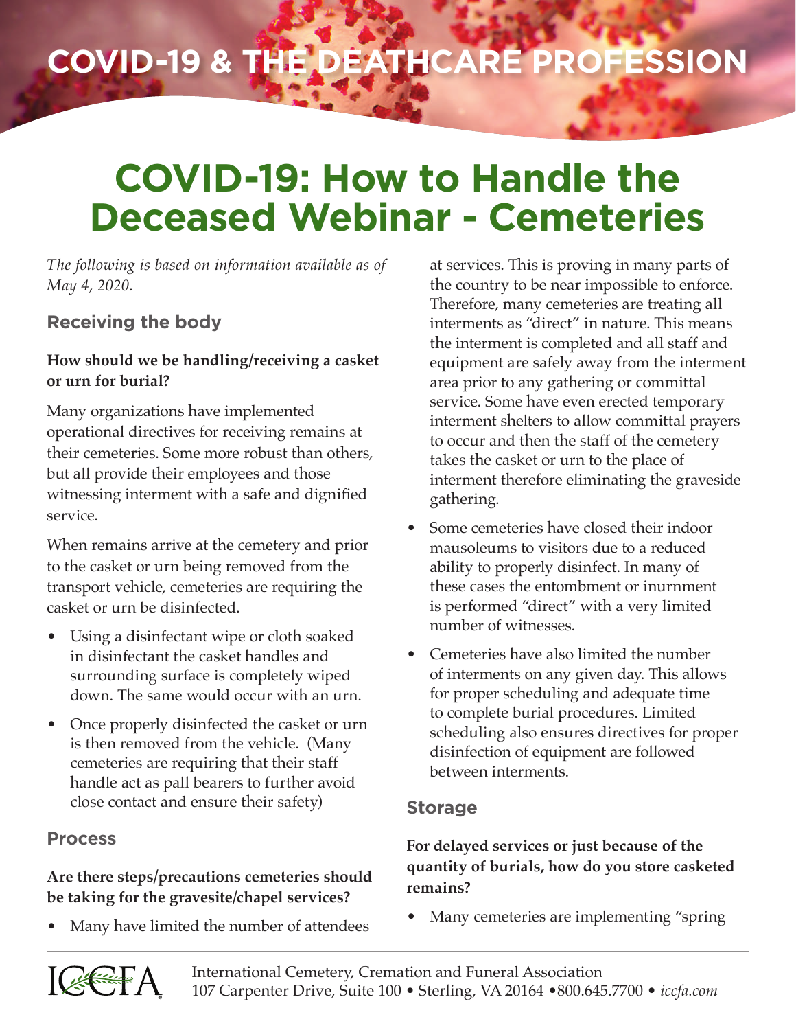# COVID-19 & THE DEATHCARE PROFESSION

# COVID-19: How to Handle the Deceased Webinar - Cemeteries

*The following is based on information available as of May 4, 2020.*

## Receiving the body

**How should we be handling/receiving a casket or urn for burial?**

Many organizations have implemented operational directives for receiving remains at their cemeteries. Some more robust than others, but all provide their employees and those witnessing interment with a safe and dignified service.

When remains arrive at the cemetery and prior to the casket or urn being removed from the transport vehicle, cemeteries are requiring the casket or urn be disinfected.

- Using a disinfectant wipe or cloth soaked in disinfectant the casket handles and surrounding surface is completely wiped down. The same would occur with an urn.
- Once properly disinfected the casket or urn is then removed from the vehicle. (Many cemeteries are requiring that their staff handle act as pall bearers to further avoid close contact and ensure their safety)

## Process

**Are there steps/precautions cemeteries should be taking for the gravesite/chapel services?**

- Many have limited the number of attendees at services. This is proving in many parts of the country to be near impossible to enforce. Therefore, many cemeteries are treating all interments as "direct" in nature. This means the interment is completed and all staff and equipment are safely away from the interment area prior to any gathering or committal service. Some have even erected temporary interment shelters to allow committal prayers to occur and then the staff of the cemetery takes the casket or urn to the place of interment therefore eliminating the graveside gathering.
- Some cemeteries have closed their indoor mausoleums to visitors due to a reduced ability to properly disinfect. In many of these cases the entombment or inurnment is performed "direct" with a very limited number of witnesses.
- Cemeteries have also limited the number of interments on any given day. This allows for proper scheduling and adequate time to complete burial procedures. Limited scheduling also ensures directives for proper disinfection of equipment are followed between interments.

## Storage

**For delayed services or just because of the quantity of burials, how do you store casketed remains?**

- Many cemeteries are implementing "spring

International Cemetery, Cremation and Funeral Association
107 Carpenter Drive, Suite 100 • Sterling, VA 20164 •800.645.7700 • *iccfa.com*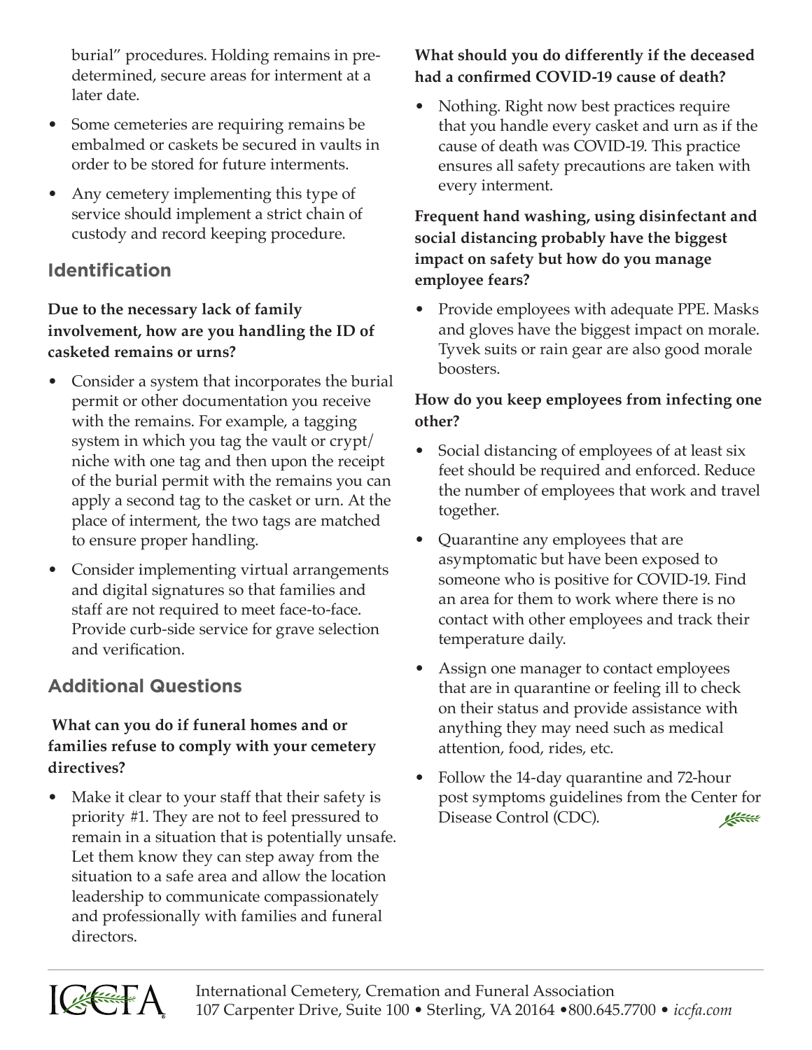burial" procedures. Holding remains in pre-determined, secure areas for interment at a later date.

- Some cemeteries are requiring remains be embalmed or caskets be secured in vaults in order to be stored for future interments.
- Any cemetery implementing this type of service should implement a strict chain of custody and record keeping procedure.

## Identification

**Due to the necessary lack of family involvement, how are you handling the ID of casketed remains or urns?**

- Consider a system that incorporates the burial permit or other documentation you receive with the remains. For example, a tagging system in which you tag the vault or crypt/niche with one tag and then upon the receipt of the burial permit with the remains you can apply a second tag to the casket or urn. At the place of interment, the two tags are matched to ensure proper handling.
- Consider implementing virtual arrangements and digital signatures so that families and staff are not required to meet face-to-face. Provide curb-side service for grave selection and verification.

## Additional Questions

**What can you do if funeral homes and or families refuse to comply with your cemetery directives?**

- Make it clear to your staff that their safety is priority #1. They are not to feel pressured to remain in a situation that is potentially unsafe. Let them know they can step away from the situation to a safe area and allow the location leadership to communicate compassionately and professionally with families and funeral directors.

**What should you do differently if the deceased had a confirmed COVID-19 cause of death?**

- Nothing. Right now best practices require that you handle every casket and urn as if the cause of death was COVID-19. This practice ensures all safety precautions are taken with every interment.

**Frequent hand washing, using disinfectant and social distancing probably have the biggest impact on safety but how do you manage employee fears?**

- Provide employees with adequate PPE. Masks and gloves have the biggest impact on morale. Tyvek suits or rain gear are also good morale boosters.

**How do you keep employees from infecting one other?**

- Social distancing of employees of at least six feet should be required and enforced. Reduce the number of employees that work and travel together.
- Quarantine any employees that are asymptomatic but have been exposed to someone who is positive for COVID-19. Find an area for them to work where there is no contact with other employees and track their temperature daily.
- Assign one manager to contact employees that are in quarantine or feeling ill to check on their status and provide assistance with anything they may need such as medical attention, food, rides, etc.
- Follow the 14-day quarantine and 72-hour post symptoms guidelines from the Center for Disease Control (CDC).

International Cemetery, Cremation and Funeral Association
107 Carpenter Drive, Suite 100 • Sterling, VA 20164 • 800.645.7700 • *iccfa.com*